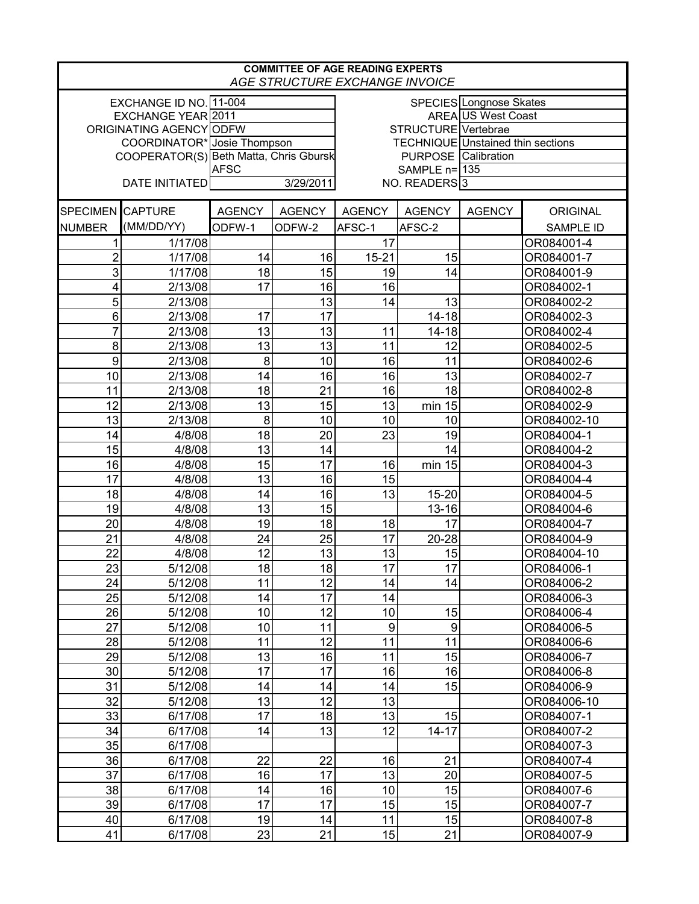**COMMITTEE OF AGE READING EXPERTS**

*AGE STRUCTURE EXCHANGE INVOICE*

| | | | |
|---|---|---|---|
| EXCHANGE ID NO. | 11-004 | SPECIES | Longnose Skates |
| EXCHANGE YEAR | 2011 | AREA | US West Coast |
| ORIGINATING AGENCY | ODFW | STRUCTURE | Vertebrae |
| COORDINATOR* | Josie Thompson | TECHNIQUE | Unstained thin sections |
| COOPERATOR(S) | Beth Matta, Chris Gbursk | PURPOSE | Calibration |
| | AFSC | SAMPLE n= | 135 |
| DATE INITIATED | 3/29/2011 | NO. READERS | 3 |

| SPECIMEN NUMBER | CAPTURE (MM/DD/YY) | AGENCY ODFW-1 | AGENCY ODFW-2 | AGENCY AFSC-1 | AGENCY AFSC-2 | AGENCY | ORIGINAL SAMPLE ID |
|---|---|---|---|---|---|---|---|
| 1 | 1/17/08 | | | 17 | | | OR084001-4 |
| 2 | 1/17/08 | 14 | 16 | 15-21 | 15 | | OR084001-7 |
| 3 | 1/17/08 | 18 | 15 | 19 | 14 | | OR084001-9 |
| 4 | 2/13/08 | 17 | 16 | 16 | | | OR084002-1 |
| 5 | 2/13/08 | | 13 | 14 | 13 | | OR084002-2 |
| 6 | 2/13/08 | 17 | 17 | | 14-18 | | OR084002-3 |
| 7 | 2/13/08 | 13 | 13 | 11 | 14-18 | | OR084002-4 |
| 8 | 2/13/08 | 13 | 13 | 11 | 12 | | OR084002-5 |
| 9 | 2/13/08 | 8 | 10 | 16 | 11 | | OR084002-6 |
| 10 | 2/13/08 | 14 | 16 | 16 | 13 | | OR084002-7 |
| 11 | 2/13/08 | 18 | 21 | 16 | 18 | | OR084002-8 |
| 12 | 2/13/08 | 13 | 15 | 13 | min 15 | | OR084002-9 |
| 13 | 2/13/08 | 8 | 10 | 10 | 10 | | OR084002-10 |
| 14 | 4/8/08 | 18 | 20 | 23 | 19 | | OR084004-1 |
| 15 | 4/8/08 | 13 | 14 | | 14 | | OR084004-2 |
| 16 | 4/8/08 | 15 | 17 | 16 | min 15 | | OR084004-3 |
| 17 | 4/8/08 | 13 | 16 | 15 | | | OR084004-4 |
| 18 | 4/8/08 | 14 | 16 | 13 | 15-20 | | OR084004-5 |
| 19 | 4/8/08 | 13 | 15 | | 13-16 | | OR084004-6 |
| 20 | 4/8/08 | 19 | 18 | 18 | 17 | | OR084004-7 |
| 21 | 4/8/08 | 24 | 25 | 17 | 20-28 | | OR084004-9 |
| 22 | 4/8/08 | 12 | 13 | 13 | 15 | | OR084004-10 |
| 23 | 5/12/08 | 18 | 18 | 17 | 17 | | OR084006-1 |
| 24 | 5/12/08 | 11 | 12 | 14 | 14 | | OR084006-2 |
| 25 | 5/12/08 | 14 | 17 | 14 | | | OR084006-3 |
| 26 | 5/12/08 | 10 | 12 | 10 | 15 | | OR084006-4 |
| 27 | 5/12/08 | 10 | 11 | 9 | 9 | | OR084006-5 |
| 28 | 5/12/08 | 11 | 12 | 11 | 11 | | OR084006-6 |
| 29 | 5/12/08 | 13 | 16 | 11 | 15 | | OR084006-7 |
| 30 | 5/12/08 | 17 | 17 | 16 | 16 | | OR084006-8 |
| 31 | 5/12/08 | 14 | 14 | 14 | 15 | | OR084006-9 |
| 32 | 5/12/08 | 13 | 12 | 13 | | | OR084006-10 |
| 33 | 6/17/08 | 17 | 18 | 13 | 15 | | OR084007-1 |
| 34 | 6/17/08 | 14 | 13 | 12 | 14-17 | | OR084007-2 |
| 35 | 6/17/08 | | | | | | OR084007-3 |
| 36 | 6/17/08 | 22 | 22 | 16 | 21 | | OR084007-4 |
| 37 | 6/17/08 | 16 | 17 | 13 | 20 | | OR084007-5 |
| 38 | 6/17/08 | 14 | 16 | 10 | 15 | | OR084007-6 |
| 39 | 6/17/08 | 17 | 17 | 15 | 15 | | OR084007-7 |
| 40 | 6/17/08 | 19 | 14 | 11 | 15 | | OR084007-8 |
| 41 | 6/17/08 | 23 | 21 | 15 | 21 | | OR084007-9 |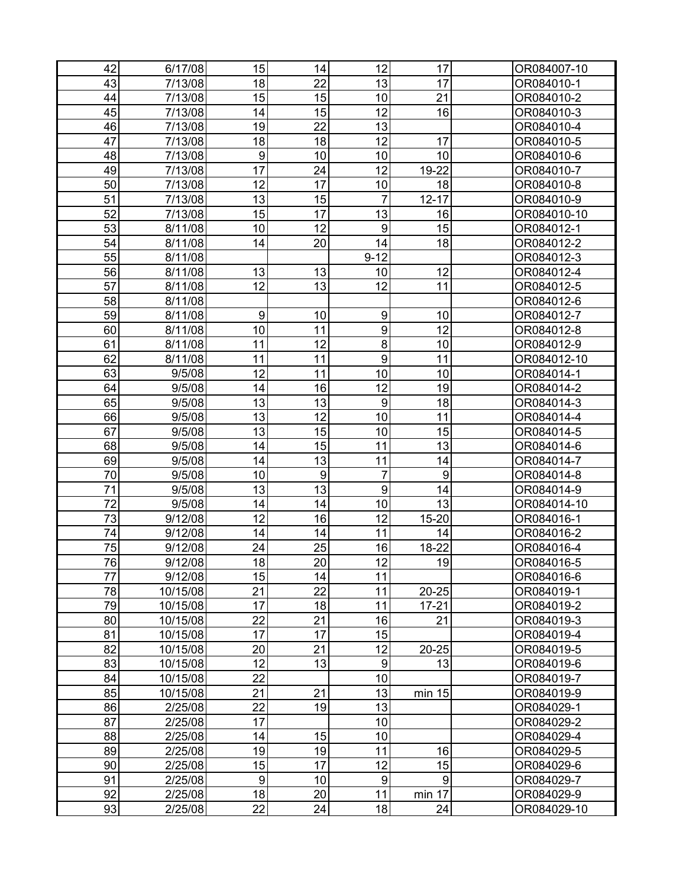| | | | | | | | |
|---|---|---|---|---|---|---|---|
| 42 | 6/17/08 | 15 | 14 | 12 | 17 | | OR084007-10 |
| 43 | 7/13/08 | 18 | 22 | 13 | 17 | | OR084010-1 |
| 44 | 7/13/08 | 15 | 15 | 10 | 21 | | OR084010-2 |
| 45 | 7/13/08 | 14 | 15 | 12 | 16 | | OR084010-3 |
| 46 | 7/13/08 | 19 | 22 | 13 | | | OR084010-4 |
| 47 | 7/13/08 | 18 | 18 | 12 | 17 | | OR084010-5 |
| 48 | 7/13/08 | 9 | 10 | 10 | 10 | | OR084010-6 |
| 49 | 7/13/08 | 17 | 24 | 12 | 19-22 | | OR084010-7 |
| 50 | 7/13/08 | 12 | 17 | 10 | 18 | | OR084010-8 |
| 51 | 7/13/08 | 13 | 15 | 7 | 12-17 | | OR084010-9 |
| 52 | 7/13/08 | 15 | 17 | 13 | 16 | | OR084010-10 |
| 53 | 8/11/08 | 10 | 12 | 9 | 15 | | OR084012-1 |
| 54 | 8/11/08 | 14 | 20 | 14 | 18 | | OR084012-2 |
| 55 | 8/11/08 | | | 9-12 | | | OR084012-3 |
| 56 | 8/11/08 | 13 | 13 | 10 | 12 | | OR084012-4 |
| 57 | 8/11/08 | 12 | 13 | 12 | 11 | | OR084012-5 |
| 58 | 8/11/08 | | | | | | OR084012-6 |
| 59 | 8/11/08 | 9 | 10 | 9 | 10 | | OR084012-7 |
| 60 | 8/11/08 | 10 | 11 | 9 | 12 | | OR084012-8 |
| 61 | 8/11/08 | 11 | 12 | 8 | 10 | | OR084012-9 |
| 62 | 8/11/08 | 11 | 11 | 9 | 11 | | OR084012-10 |
| 63 | 9/5/08 | 12 | 11 | 10 | 10 | | OR084014-1 |
| 64 | 9/5/08 | 14 | 16 | 12 | 19 | | OR084014-2 |
| 65 | 9/5/08 | 13 | 13 | 9 | 18 | | OR084014-3 |
| 66 | 9/5/08 | 13 | 12 | 10 | 11 | | OR084014-4 |
| 67 | 9/5/08 | 13 | 15 | 10 | 15 | | OR084014-5 |
| 68 | 9/5/08 | 14 | 15 | 11 | 13 | | OR084014-6 |
| 69 | 9/5/08 | 14 | 13 | 11 | 14 | | OR084014-7 |
| 70 | 9/5/08 | 10 | 9 | 7 | 9 | | OR084014-8 |
| 71 | 9/5/08 | 13 | 13 | 9 | 14 | | OR084014-9 |
| 72 | 9/5/08 | 14 | 14 | 10 | 13 | | OR084014-10 |
| 73 | 9/12/08 | 12 | 16 | 12 | 15-20 | | OR084016-1 |
| 74 | 9/12/08 | 14 | 14 | 11 | 14 | | OR084016-2 |
| 75 | 9/12/08 | 24 | 25 | 16 | 18-22 | | OR084016-4 |
| 76 | 9/12/08 | 18 | 20 | 12 | 19 | | OR084016-5 |
| 77 | 9/12/08 | 15 | 14 | 11 | | | OR084016-6 |
| 78 | 10/15/08 | 21 | 22 | 11 | 20-25 | | OR084019-1 |
| 79 | 10/15/08 | 17 | 18 | 11 | 17-21 | | OR084019-2 |
| 80 | 10/15/08 | 22 | 21 | 16 | 21 | | OR084019-3 |
| 81 | 10/15/08 | 17 | 17 | 15 | | | OR084019-4 |
| 82 | 10/15/08 | 20 | 21 | 12 | 20-25 | | OR084019-5 |
| 83 | 10/15/08 | 12 | 13 | 9 | 13 | | OR084019-6 |
| 84 | 10/15/08 | 22 | | 10 | | | OR084019-7 |
| 85 | 10/15/08 | 21 | 21 | 13 | min 15 | | OR084019-9 |
| 86 | 2/25/08 | 22 | 19 | 13 | | | OR084029-1 |
| 87 | 2/25/08 | 17 | | 10 | | | OR084029-2 |
| 88 | 2/25/08 | 14 | 15 | 10 | | | OR084029-4 |
| 89 | 2/25/08 | 19 | 19 | 11 | 16 | | OR084029-5 |
| 90 | 2/25/08 | 15 | 17 | 12 | 15 | | OR084029-6 |
| 91 | 2/25/08 | 9 | 10 | 9 | 9 | | OR084029-7 |
| 92 | 2/25/08 | 18 | 20 | 11 | min 17 | | OR084029-9 |
| 93 | 2/25/08 | 22 | 24 | 18 | 24 | | OR084029-10 |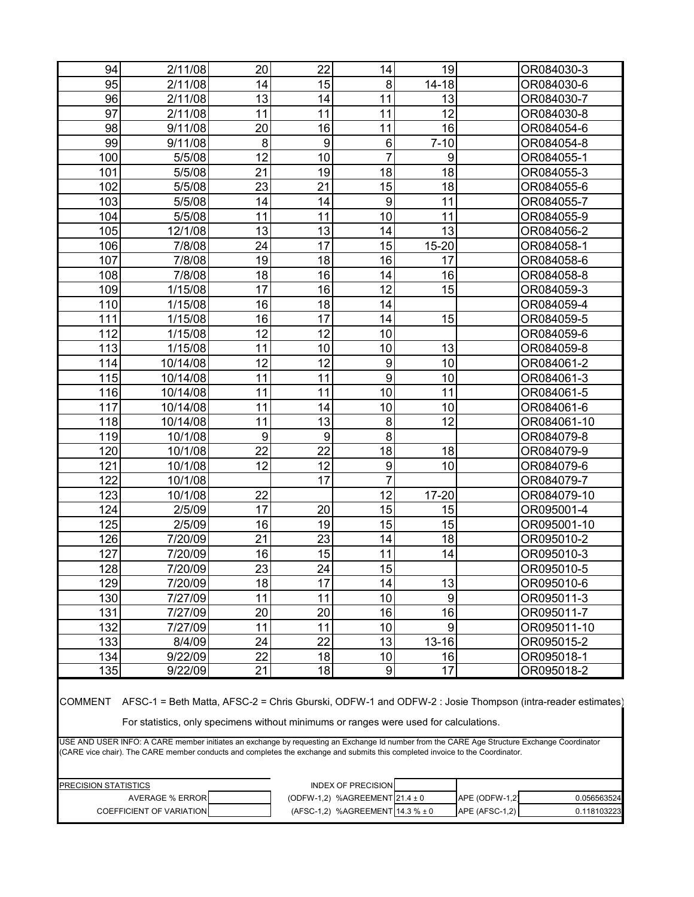| | | | | | | | |
|---|---|---|---|---|---|---|---|
| 94 | 2/11/08 | 20 | 22 | 14 | 19 | | OR084030-3 |
| 95 | 2/11/08 | 14 | 15 | 8 | 14-18 | | OR084030-6 |
| 96 | 2/11/08 | 13 | 14 | 11 | 13 | | OR084030-7 |
| 97 | 2/11/08 | 11 | 11 | 11 | 12 | | OR084030-8 |
| 98 | 9/11/08 | 20 | 16 | 11 | 16 | | OR084054-6 |
| 99 | 9/11/08 | 8 | 9 | 6 | 7-10 | | OR084054-8 |
| 100 | 5/5/08 | 12 | 10 | 7 | 9 | | OR084055-1 |
| 101 | 5/5/08 | 21 | 19 | 18 | 18 | | OR084055-3 |
| 102 | 5/5/08 | 23 | 21 | 15 | 18 | | OR084055-6 |
| 103 | 5/5/08 | 14 | 14 | 9 | 11 | | OR084055-7 |
| 104 | 5/5/08 | 11 | 11 | 10 | 11 | | OR084055-9 |
| 105 | 12/1/08 | 13 | 13 | 14 | 13 | | OR084056-2 |
| 106 | 7/8/08 | 24 | 17 | 15 | 15-20 | | OR084058-1 |
| 107 | 7/8/08 | 19 | 18 | 16 | 17 | | OR084058-6 |
| 108 | 7/8/08 | 18 | 16 | 14 | 16 | | OR084058-8 |
| 109 | 1/15/08 | 17 | 16 | 12 | 15 | | OR084059-3 |
| 110 | 1/15/08 | 16 | 18 | 14 | | | OR084059-4 |
| 111 | 1/15/08 | 16 | 17 | 14 | 15 | | OR084059-5 |
| 112 | 1/15/08 | 12 | 12 | 10 | | | OR084059-6 |
| 113 | 1/15/08 | 11 | 10 | 10 | 13 | | OR084059-8 |
| 114 | 10/14/08 | 12 | 12 | 9 | 10 | | OR084061-2 |
| 115 | 10/14/08 | 11 | 11 | 9 | 10 | | OR084061-3 |
| 116 | 10/14/08 | 11 | 11 | 10 | 11 | | OR084061-5 |
| 117 | 10/14/08 | 11 | 14 | 10 | 10 | | OR084061-6 |
| 118 | 10/14/08 | 11 | 13 | 8 | 12 | | OR084061-10 |
| 119 | 10/1/08 | 9 | 9 | 8 | | | OR084079-8 |
| 120 | 10/1/08 | 22 | 22 | 18 | 18 | | OR084079-9 |
| 121 | 10/1/08 | 12 | 12 | 9 | 10 | | OR084079-6 |
| 122 | 10/1/08 | | 17 | 7 | | | OR084079-7 |
| 123 | 10/1/08 | 22 | | 12 | 17-20 | | OR084079-10 |
| 124 | 2/5/09 | 17 | 20 | 15 | 15 | | OR095001-4 |
| 125 | 2/5/09 | 16 | 19 | 15 | 15 | | OR095001-10 |
| 126 | 7/20/09 | 21 | 23 | 14 | 18 | | OR095010-2 |
| 127 | 7/20/09 | 16 | 15 | 11 | 14 | | OR095010-3 |
| 128 | 7/20/09 | 23 | 24 | 15 | | | OR095010-5 |
| 129 | 7/20/09 | 18 | 17 | 14 | 13 | | OR095010-6 |
| 130 | 7/27/09 | 11 | 11 | 10 | 9 | | OR095011-3 |
| 131 | 7/27/09 | 20 | 20 | 16 | 16 | | OR095011-7 |
| 132 | 7/27/09 | 11 | 11 | 10 | 9 | | OR095011-10 |
| 133 | 8/4/09 | 24 | 22 | 13 | 13-16 | | OR095015-2 |
| 134 | 9/22/09 | 22 | 18 | 10 | 16 | | OR095018-1 |
| 135 | 9/22/09 | 21 | 18 | 9 | 17 | | OR095018-2 |

COMMENT AFSC-1 = Beth Matta, AFSC-2 = Chris Gburski, ODFW-1 and ODFW-2 : Josie Thompson (intra-reader estimates)

For statistics, only specimens without minimums or ranges were used for calculations.

USE AND USER INFO: A CARE member initiates an exchange by requesting an Exchange Id number from the CARE Age Structure Exchange Coordinator (CARE vice chair). The CARE member conducts and completes the exchange and submits this completed invoice to the Coordinator.

| PRECISION STATISTICS | | INDEX OF PRECISION | | | |
|---|---|---|---|---|---|
| AVERAGE % ERROR | | (ODFW-1,2) %AGREEMENT | 21.4 ± 0 | APE (ODFW-1,2) | 0.056563524 |
| COEFFICIENT OF VARIATION | | (AFSC-1,2) %AGREEMENT | 14.3 % ± 0 | APE (AFSC-1,2) | 0.118103223 |